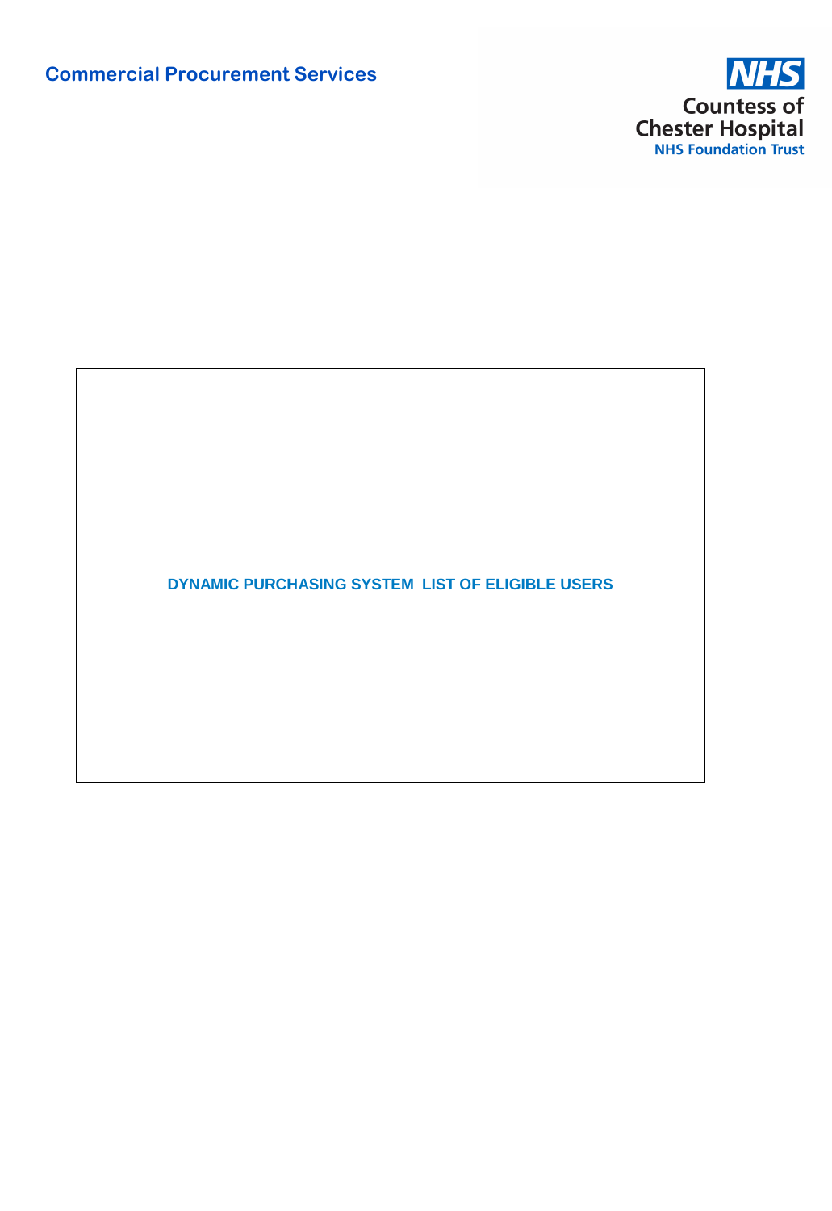Commercial Procurement Services

Countess of Chester Hospital
NHS Foundation Trust

# DYNAMIC PURCHASING SYSTEM LIST OF ELIGIBLE USERS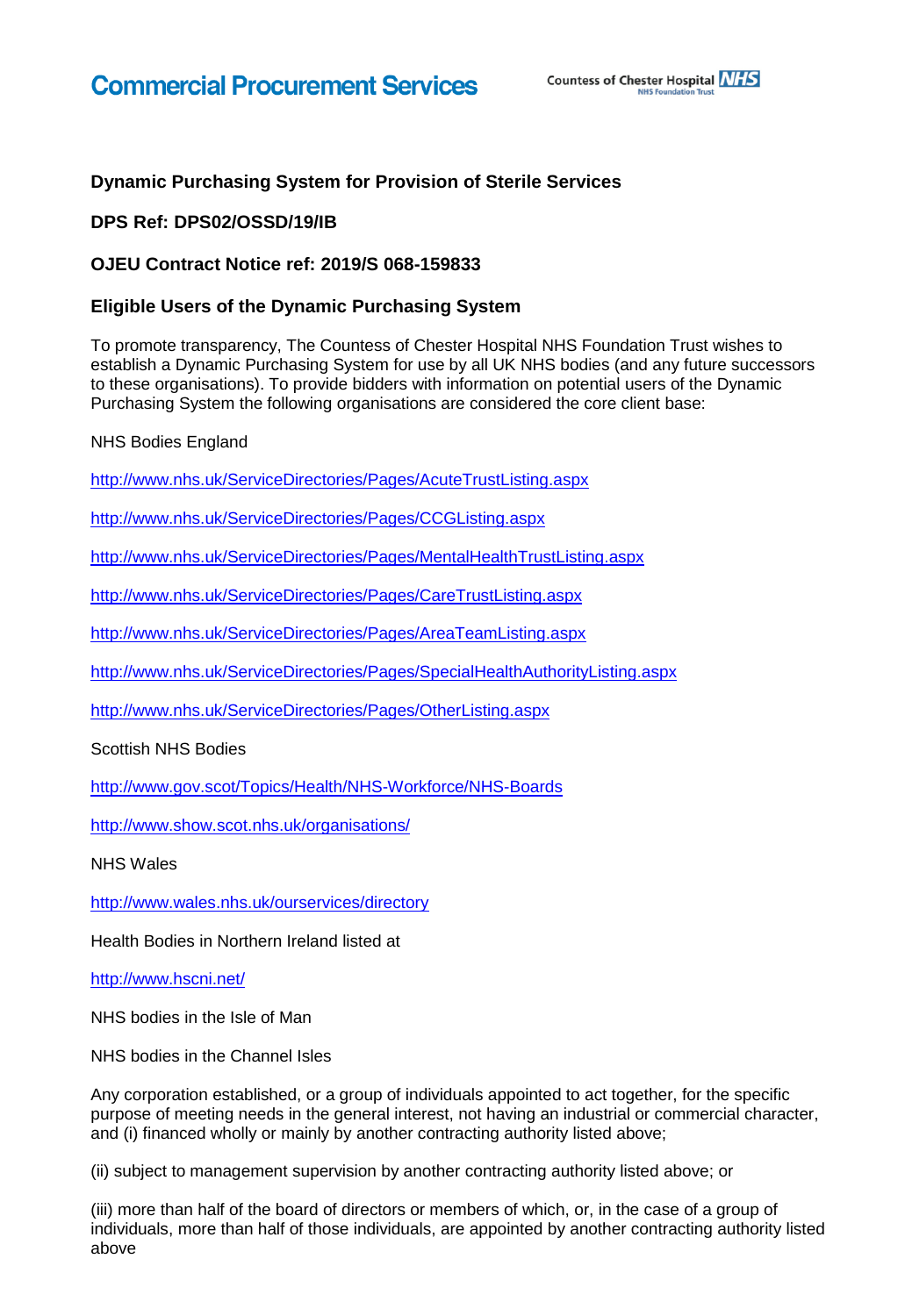**Dynamic Purchasing System for Provision of Sterile Services**

**DPS Ref: DPS02/OSSD/19/IB**

**OJEU Contract Notice ref: 2019/S 068-159833**

**Eligible Users of the Dynamic Purchasing System**

To promote transparency, The Countess of Chester Hospital NHS Foundation Trust wishes to establish a Dynamic Purchasing System for use by all UK NHS bodies (and any future successors to these organisations). To provide bidders with information on potential users of the Dynamic Purchasing System the following organisations are considered the core client base:

NHS Bodies England

http://www.nhs.uk/ServiceDirectories/Pages/AcuteTrustListing.aspx

http://www.nhs.uk/ServiceDirectories/Pages/CCGListing.aspx

http://www.nhs.uk/ServiceDirectories/Pages/MentalHealthTrustListing.aspx

http://www.nhs.uk/ServiceDirectories/Pages/CareTrustListing.aspx

http://www.nhs.uk/ServiceDirectories/Pages/AreaTeamListing.aspx

http://www.nhs.uk/ServiceDirectories/Pages/SpecialHealthAuthorityListing.aspx

http://www.nhs.uk/ServiceDirectories/Pages/OtherListing.aspx

Scottish NHS Bodies

http://www.gov.scot/Topics/Health/NHS-Workforce/NHS-Boards

http://www.show.scot.nhs.uk/organisations/

NHS Wales

http://www.wales.nhs.uk/ourservices/directory

Health Bodies in Northern Ireland listed at

http://www.hscni.net/

NHS bodies in the Isle of Man

NHS bodies in the Channel Isles

Any corporation established, or a group of individuals appointed to act together, for the specific purpose of meeting needs in the general interest, not having an industrial or commercial character, and (i) financed wholly or mainly by another contracting authority listed above;

(ii) subject to management supervision by another contracting authority listed above; or

(iii) more than half of the board of directors or members of which, or, in the case of a group of individuals, more than half of those individuals, are appointed by another contracting authority listed above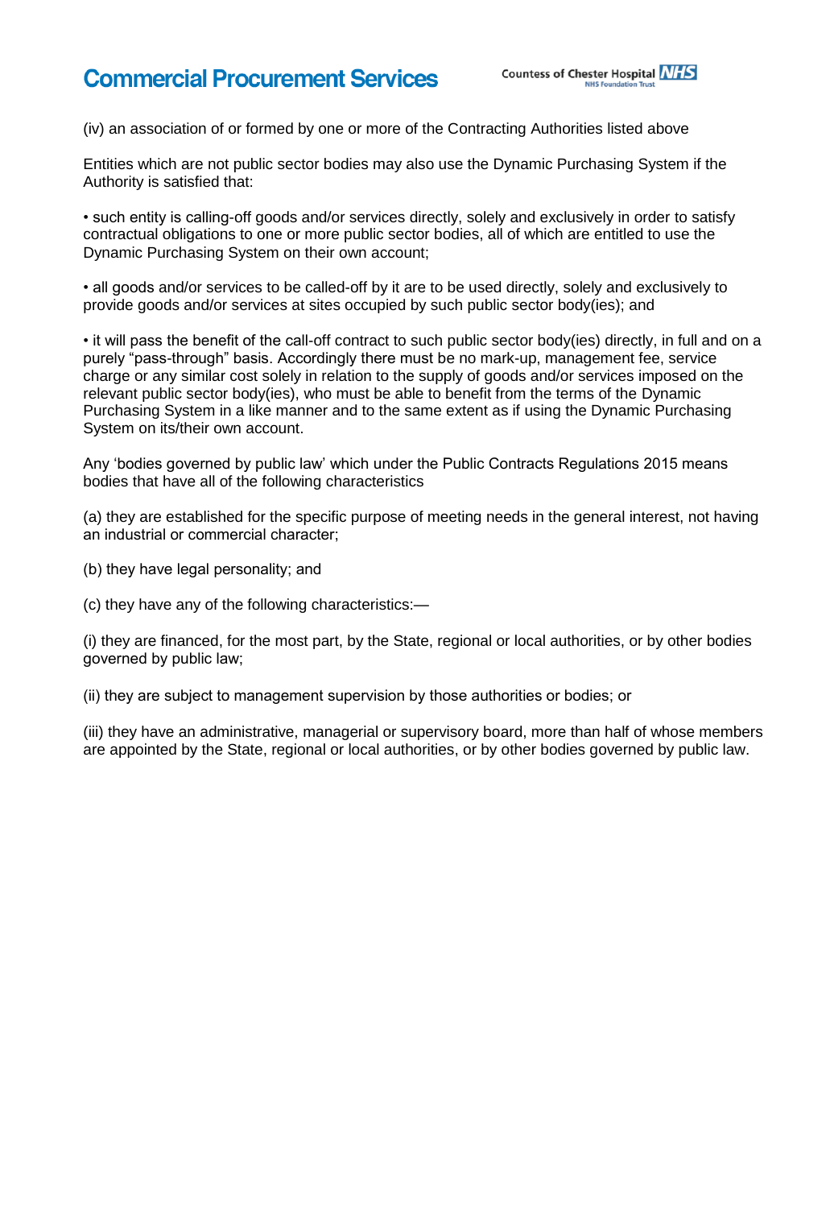(iv) an association of or formed by one or more of the Contracting Authorities listed above

Entities which are not public sector bodies may also use the Dynamic Purchasing System if the Authority is satisfied that:

• such entity is calling-off goods and/or services directly, solely and exclusively in order to satisfy contractual obligations to one or more public sector bodies, all of which are entitled to use the Dynamic Purchasing System on their own account;

• all goods and/or services to be called-off by it are to be used directly, solely and exclusively to provide goods and/or services at sites occupied by such public sector body(ies); and

• it will pass the benefit of the call-off contract to such public sector body(ies) directly, in full and on a purely "pass-through" basis. Accordingly there must be no mark-up, management fee, service charge or any similar cost solely in relation to the supply of goods and/or services imposed on the relevant public sector body(ies), who must be able to benefit from the terms of the Dynamic Purchasing System in a like manner and to the same extent as if using the Dynamic Purchasing System on its/their own account.

Any 'bodies governed by public law' which under the Public Contracts Regulations 2015 means bodies that have all of the following characteristics

(a) they are established for the specific purpose of meeting needs in the general interest, not having an industrial or commercial character;

(b) they have legal personality; and

(c) they have any of the following characteristics:—

(i) they are financed, for the most part, by the State, regional or local authorities, or by other bodies governed by public law;

(ii) they are subject to management supervision by those authorities or bodies; or

(iii) they have an administrative, managerial or supervisory board, more than half of whose members are appointed by the State, regional or local authorities, or by other bodies governed by public law.